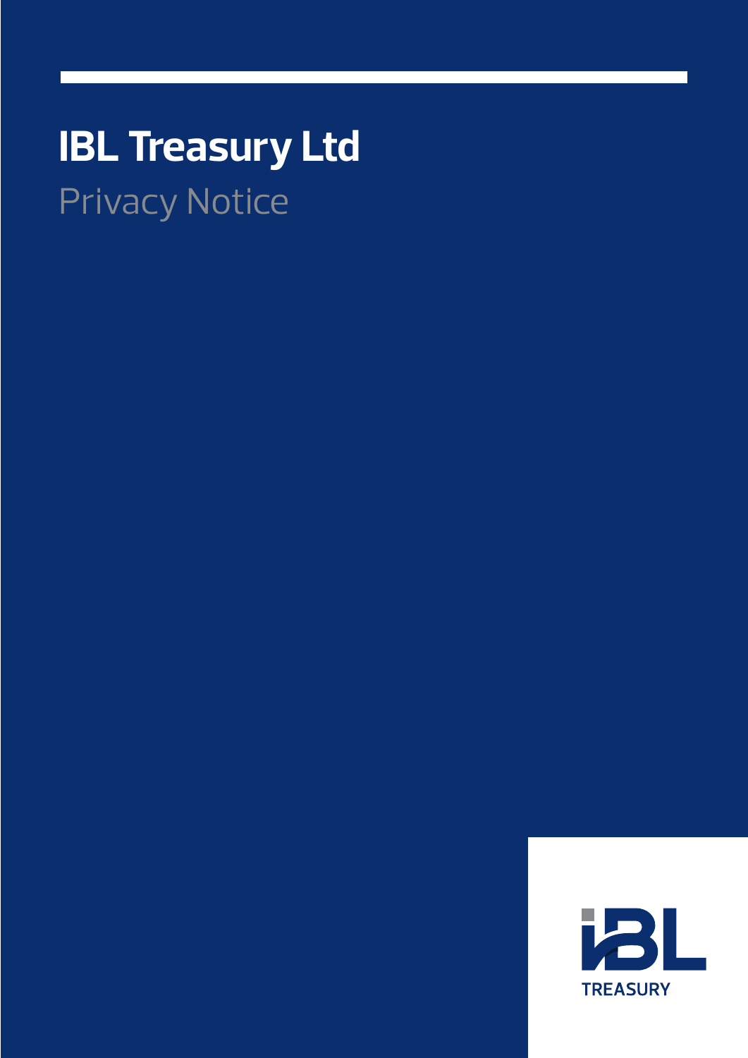# IBL Treasury Ltd

## Privacy Notice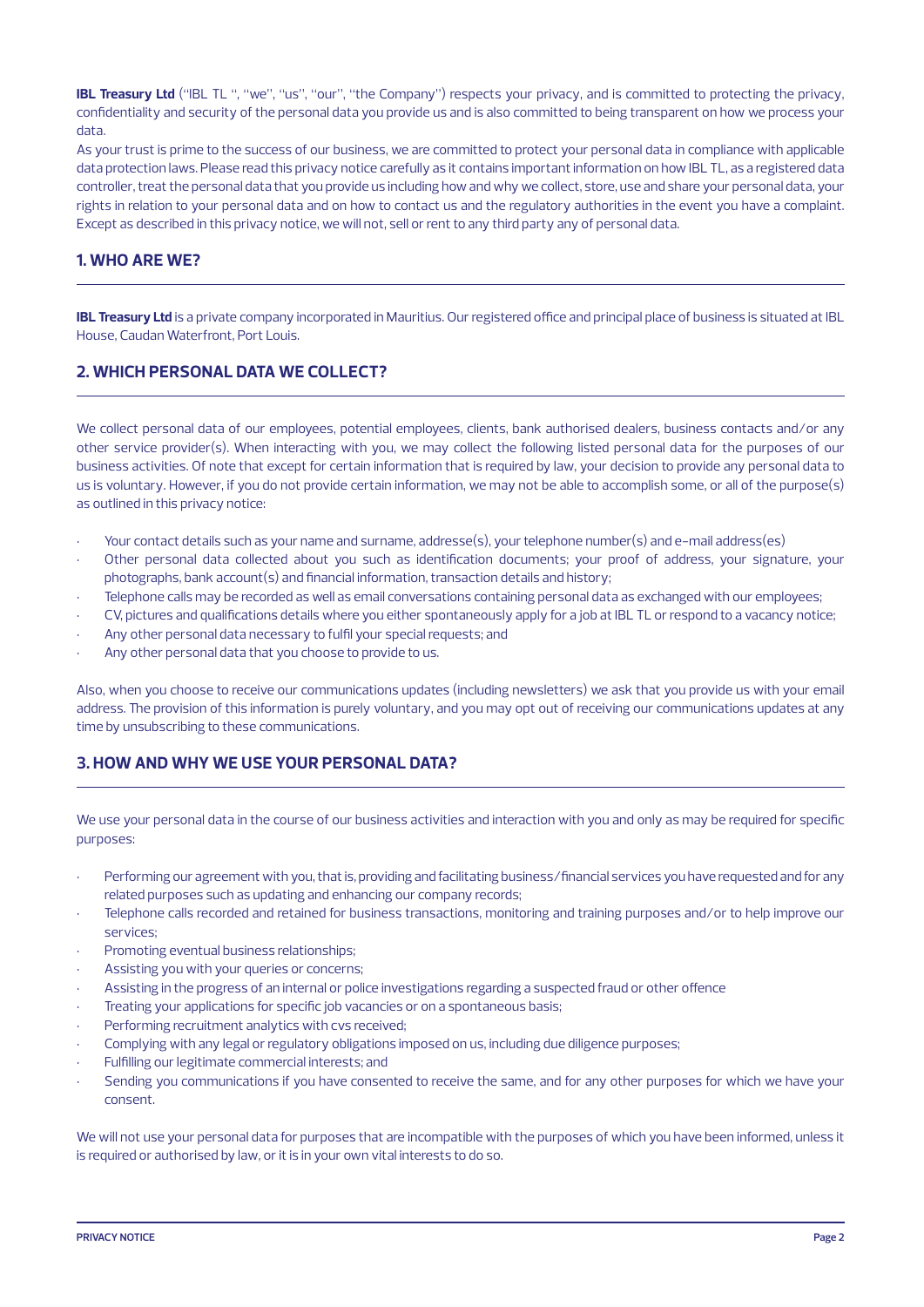**IBL Treasury Ltd** ("IBL TL ", "we", "us", "our", "the Company") respects your privacy, and is committed to protecting the privacy, confidentiality and security of the personal data you provide us and is also committed to being transparent on how we process your data.

As your trust is prime to the success of our business, we are committed to protect your personal data in compliance with applicable data protection laws. Please read this privacy notice carefully as it contains important information on how IBL TL, as a registered data controller, treat the personal data that you provide us including how and why we collect, store, use and share your personal data, your rights in relation to your personal data and on how to contact us and the regulatory authorities in the event you have a complaint. Except as described in this privacy notice, we will not, sell or rent to any third party any of personal data.

## 1. WHO ARE WE?

**IBL Treasury Ltd** is a private company incorporated in Mauritius. Our registered office and principal place of business is situated at IBL House, Caudan Waterfront, Port Louis.

## 2. WHICH PERSONAL DATA WE COLLECT?

We collect personal data of our employees, potential employees, clients, bank authorised dealers, business contacts and/or any other service provider(s). When interacting with you, we may collect the following listed personal data for the purposes of our business activities. Of note that except for certain information that is required by law, your decision to provide any personal data to us is voluntary. However, if you do not provide certain information, we may not be able to accomplish some, or all of the purpose(s) as outlined in this privacy notice:

- Your contact details such as your name and surname, addresse(s), your telephone number(s) and e-mail address(es)
- Other personal data collected about you such as identification documents; your proof of address, your signature, your photographs, bank account(s) and financial information, transaction details and history;
- Telephone calls may be recorded as well as email conversations containing personal data as exchanged with our employees;
- CV, pictures and qualifications details where you either spontaneously apply for a job at IBL TL or respond to a vacancy notice;
- Any other personal data necessary to fulfil your special requests; and
- Any other personal data that you choose to provide to us.

Also, when you choose to receive our communications updates (including newsletters) we ask that you provide us with your email address. The provision of this information is purely voluntary, and you may opt out of receiving our communications updates at any time by unsubscribing to these communications.

## 3. HOW AND WHY WE USE YOUR PERSONAL DATA?

We use your personal data in the course of our business activities and interaction with you and only as may be required for specific purposes:

- Performing our agreement with you, that is, providing and facilitating business/financial services you have requested and for any related purposes such as updating and enhancing our company records;
- Telephone calls recorded and retained for business transactions, monitoring and training purposes and/or to help improve our services;
- Promoting eventual business relationships;
- Assisting you with your queries or concerns;
- Assisting in the progress of an internal or police investigations regarding a suspected fraud or other offence
- Treating your applications for specific job vacancies or on a spontaneous basis;
- Performing recruitment analytics with cvs received;
- Complying with any legal or regulatory obligations imposed on us, including due diligence purposes;
- Fulfilling our legitimate commercial interests; and
- Sending you communications if you have consented to receive the same, and for any other purposes for which we have your consent.

We will not use your personal data for purposes that are incompatible with the purposes of which you have been informed, unless it is required or authorised by law, or it is in your own vital interests to do so.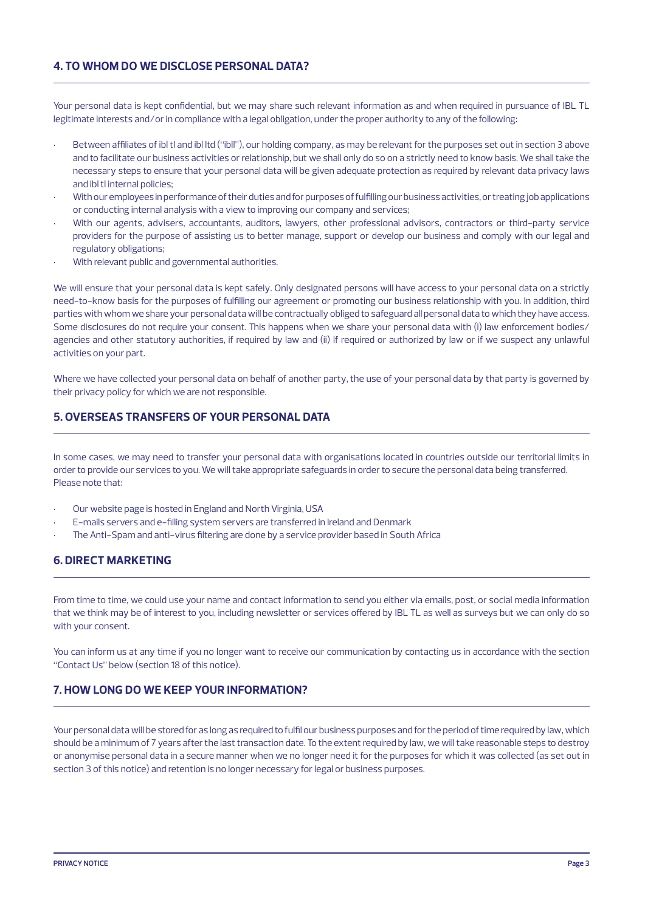## 4. TO WHOM DO WE DISCLOSE PERSONAL DATA?

Your personal data is kept confidential, but we may share such relevant information as and when required in pursuance of IBL TL legitimate interests and/or in compliance with a legal obligation, under the proper authority to any of the following:

- Between affiliates of ibl tl and ibl ltd ("ibll"), our holding company, as may be relevant for the purposes set out in section 3 above and to facilitate our business activities or relationship, but we shall only do so on a strictly need to know basis. We shall take the necessary steps to ensure that your personal data will be given adequate protection as required by relevant data privacy laws and ibl tl internal policies;
- With our employees in performance of their duties and for purposes of fulfilling our business activities, or treating job applications or conducting internal analysis with a view to improving our company and services;
- With our agents, advisers, accountants, auditors, lawyers, other professional advisors, contractors or third-party service providers for the purpose of assisting us to better manage, support or develop our business and comply with our legal and regulatory obligations;
- With relevant public and governmental authorities.

We will ensure that your personal data is kept safely. Only designated persons will have access to your personal data on a strictly need-to-know basis for the purposes of fulfilling our agreement or promoting our business relationship with you. In addition, third parties with whom we share your personal data will be contractually obliged to safeguard all personal data to which they have access. Some disclosures do not require your consent. This happens when we share your personal data with (i) law enforcement bodies/ agencies and other statutory authorities, if required by law and (ii) If required or authorized by law or if we suspect any unlawful activities on your part.

Where we have collected your personal data on behalf of another party, the use of your personal data by that party is governed by their privacy policy for which we are not responsible.

## 5. OVERSEAS TRANSFERS OF YOUR PERSONAL DATA

In some cases, we may need to transfer your personal data with organisations located in countries outside our territorial limits in order to provide our services to you. We will take appropriate safeguards in order to secure the personal data being transferred. Please note that:

- Our website page is hosted in England and North Virginia, USA
- E-mails servers and e-filling system servers are transferred in Ireland and Denmark
- The Anti-Spam and anti-virus filtering are done by a service provider based in South Africa

## 6. DIRECT MARKETING

From time to time, we could use your name and contact information to send you either via emails, post, or social media information that we think may be of interest to you, including newsletter or services offered by IBL TL as well as surveys but we can only do so with your consent.

You can inform us at any time if you no longer want to receive our communication by contacting us in accordance with the section "Contact Us" below (section 18 of this notice).

## 7. HOW LONG DO WE KEEP YOUR INFORMATION?

Your personal data will be stored for as long as required to fulfil our business purposes and for the period of time required by law, which should be a minimum of 7 years after the last transaction date. To the extent required by law, we will take reasonable steps to destroy or anonymise personal data in a secure manner when we no longer need it for the purposes for which it was collected (as set out in section 3 of this notice) and retention is no longer necessary for legal or business purposes.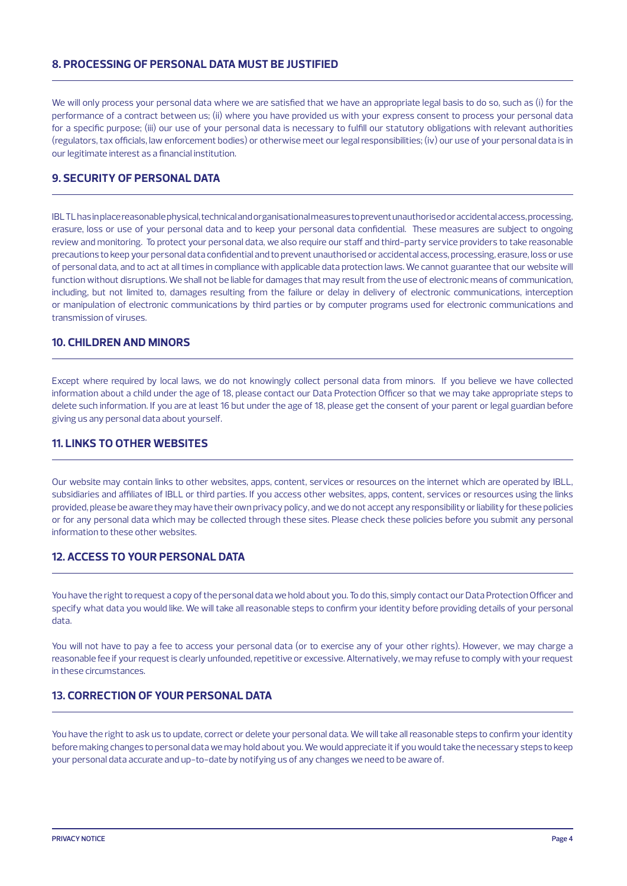## 8. PROCESSING OF PERSONAL DATA MUST BE JUSTIFIED

We will only process your personal data where we are satisfied that we have an appropriate legal basis to do so, such as (i) for the performance of a contract between us; (ii) where you have provided us with your express consent to process your personal data for a specific purpose; (iii) our use of your personal data is necessary to fulfill our statutory obligations with relevant authorities (regulators, tax officials, law enforcement bodies) or otherwise meet our legal responsibilities; (iv) our use of your personal data is in our legitimate interest as a financial institution.

## 9. SECURITY OF PERSONAL DATA

IBL TL has in place reasonable physical, technical and organisational measures to prevent unauthorised or accidental access, processing, erasure, loss or use of your personal data and to keep your personal data confidential. These measures are subject to ongoing review and monitoring. To protect your personal data, we also require our staff and third-party service providers to take reasonable precautions to keep your personal data confidential and to prevent unauthorised or accidental access, processing, erasure, loss or use of personal data, and to act at all times in compliance with applicable data protection laws. We cannot guarantee that our website will function without disruptions. We shall not be liable for damages that may result from the use of electronic means of communication, including, but not limited to, damages resulting from the failure or delay in delivery of electronic communications, interception or manipulation of electronic communications by third parties or by computer programs used for electronic communications and transmission of viruses.

## 10. CHILDREN AND MINORS

Except where required by local laws, we do not knowingly collect personal data from minors. If you believe we have collected information about a child under the age of 18, please contact our Data Protection Officer so that we may take appropriate steps to delete such information. If you are at least 16 but under the age of 18, please get the consent of your parent or legal guardian before giving us any personal data about yourself.

## 11. LINKS TO OTHER WEBSITES

Our website may contain links to other websites, apps, content, services or resources on the internet which are operated by IBLL, subsidiaries and affiliates of IBLL or third parties. If you access other websites, apps, content, services or resources using the links provided, please be aware they may have their own privacy policy, and we do not accept any responsibility or liability for these policies or for any personal data which may be collected through these sites. Please check these policies before you submit any personal information to these other websites.

## 12. ACCESS TO YOUR PERSONAL DATA

You have the right to request a copy of the personal data we hold about you. To do this, simply contact our Data Protection Officer and specify what data you would like. We will take all reasonable steps to confirm your identity before providing details of your personal data.

You will not have to pay a fee to access your personal data (or to exercise any of your other rights). However, we may charge a reasonable fee if your request is clearly unfounded, repetitive or excessive. Alternatively, we may refuse to comply with your request in these circumstances.

## 13. CORRECTION OF YOUR PERSONAL DATA

You have the right to ask us to update, correct or delete your personal data. We will take all reasonable steps to confirm your identity before making changes to personal data we may hold about you. We would appreciate it if you would take the necessary steps to keep your personal data accurate and up-to-date by notifying us of any changes we need to be aware of.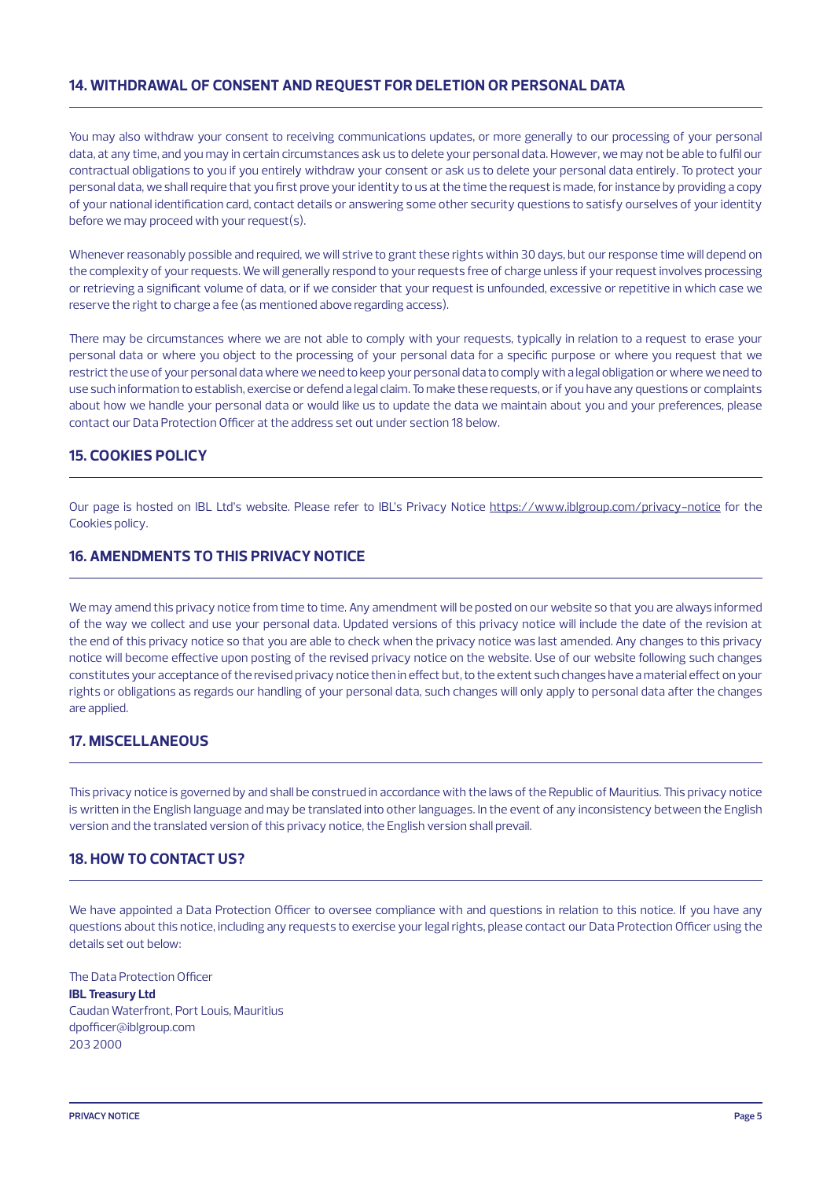## 14. WITHDRAWAL OF CONSENT AND REQUEST FOR DELETION OR PERSONAL DATA

You may also withdraw your consent to receiving communications updates, or more generally to our processing of your personal data, at any time, and you may in certain circumstances ask us to delete your personal data. However, we may not be able to fulfil our contractual obligations to you if you entirely withdraw your consent or ask us to delete your personal data entirely. To protect your personal data, we shall require that you first prove your identity to us at the time the request is made, for instance by providing a copy of your national identification card, contact details or answering some other security questions to satisfy ourselves of your identity before we may proceed with your request(s).

Whenever reasonably possible and required, we will strive to grant these rights within 30 days, but our response time will depend on the complexity of your requests. We will generally respond to your requests free of charge unless if your request involves processing or retrieving a significant volume of data, or if we consider that your request is unfounded, excessive or repetitive in which case we reserve the right to charge a fee (as mentioned above regarding access).

There may be circumstances where we are not able to comply with your requests, typically in relation to a request to erase your personal data or where you object to the processing of your personal data for a specific purpose or where you request that we restrict the use of your personal data where we need to keep your personal data to comply with a legal obligation or where we need to use such information to establish, exercise or defend a legal claim. To make these requests, or if you have any questions or complaints about how we handle your personal data or would like us to update the data we maintain about you and your preferences, please contact our Data Protection Officer at the address set out under section 18 below.

## 15. COOKIES POLICY

Our page is hosted on IBL Ltd's website. Please refer to IBL's Privacy Notice https://www.iblgroup.com/privacy-notice for the Cookies policy.

## 16. AMENDMENTS TO THIS PRIVACY NOTICE

We may amend this privacy notice from time to time. Any amendment will be posted on our website so that you are always informed of the way we collect and use your personal data. Updated versions of this privacy notice will include the date of the revision at the end of this privacy notice so that you are able to check when the privacy notice was last amended. Any changes to this privacy notice will become effective upon posting of the revised privacy notice on the website. Use of our website following such changes constitutes your acceptance of the revised privacy notice then in effect but, to the extent such changes have a material effect on your rights or obligations as regards our handling of your personal data, such changes will only apply to personal data after the changes are applied.

## 17. MISCELLANEOUS

This privacy notice is governed by and shall be construed in accordance with the laws of the Republic of Mauritius. This privacy notice is written in the English language and may be translated into other languages. In the event of any inconsistency between the English version and the translated version of this privacy notice, the English version shall prevail.

## 18. HOW TO CONTACT US?

We have appointed a Data Protection Officer to oversee compliance with and questions in relation to this notice. If you have any questions about this notice, including any requests to exercise your legal rights, please contact our Data Protection Officer using the details set out below:

The Data Protection Officer
**IBL Treasury Ltd**
Caudan Waterfront, Port Louis, Mauritius
dpofficer@iblgroup.com
203 2000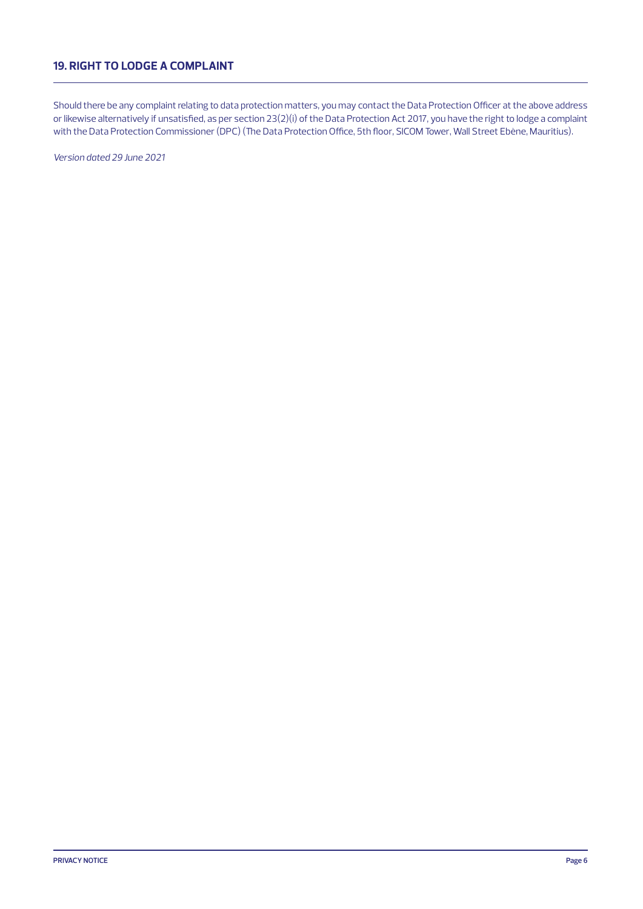## 19. RIGHT TO LODGE A COMPLAINT

Should there be any complaint relating to data protection matters, you may contact the Data Protection Officer at the above address or likewise alternatively if unsatisfied, as per section 23(2)(i) of the Data Protection Act 2017, you have the right to lodge a complaint with the Data Protection Commissioner (DPC) (The Data Protection Office, 5th floor, SICOM Tower, Wall Street Ebène, Mauritius).

*Version dated 29 June 2021*